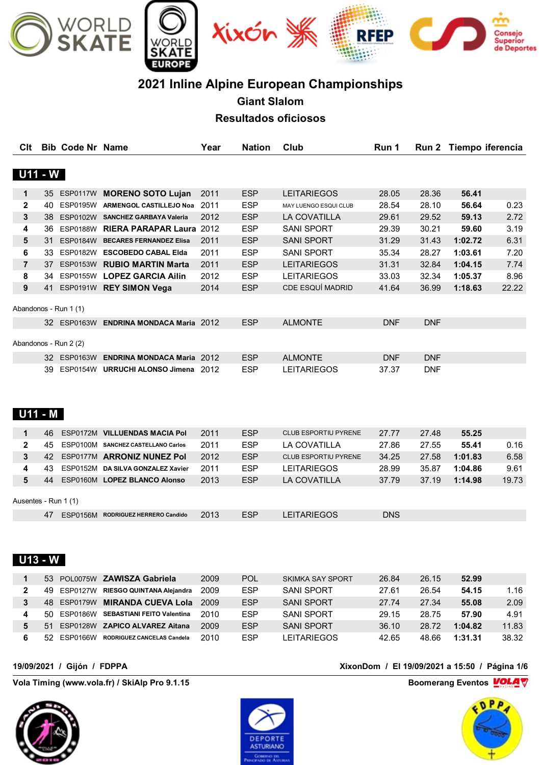# 2021 Inline Alpine European Championships

## Giant Slalom

## Resultados oficiosos

| Clt | Bib | Code Nr | Name | Year | Nation | Club | Run 1 | Run 2 | Tiempo | iferencia |
|---|---|---|---|---|---|---|---|---|---|---|

### U11 - W

| Clt | Bib | Code Nr | Name | Year | Nation | Club | Run 1 | Run 2 | Tiempo | iferencia |
|---|---|---|---|---|---|---|---|---|---|---|
| 1 | 35 | ESP0117W | **MORENO SOTO Lujan** | 2011 | ESP | LEITARIEGOS | 28.05 | 28.36 | **56.41** | |
| 2 | 40 | ESP0195W | **ARMENGOL CASTILLEJO Noa** | 2011 | ESP | MAY LUENGO ESQUI CLUB | 28.54 | 28.10 | **56.64** | 0.23 |
| 3 | 38 | ESP0102W | **SANCHEZ GARBAYA Valeria** | 2012 | ESP | LA COVATILLA | 29.61 | 29.52 | **59.13** | 2.72 |
| 4 | 36 | ESP0188W | **RIERA PARAPAR Laura** | 2012 | ESP | SANI SPORT | 29.39 | 30.21 | **59.60** | 3.19 |
| 5 | 31 | ESP0184W | **BECARES FERNANDEZ Elisa** | 2011 | ESP | SANI SPORT | 31.29 | 31.43 | **1:02.72** | 6.31 |
| 6 | 33 | ESP0182W | **ESCOBEDO CABAL Elda** | 2011 | ESP | SANI SPORT | 35.34 | 28.27 | **1:03.61** | 7.20 |
| 7 | 37 | ESP0153W | **RUBIO MARTIN Marta** | 2011 | ESP | LEITARIEGOS | 31.31 | 32.84 | **1:04.15** | 7.74 |
| 8 | 34 | ESP0155W | **LOPEZ GARCIA Ailin** | 2012 | ESP | LEITARIEGOS | 33.03 | 32.34 | **1:05.37** | 8.96 |
| 9 | 41 | ESP0191W | **REY SIMON Vega** | 2014 | ESP | CDE ESQUÍ MADRID | 41.64 | 36.99 | **1:18.63** | 22.22 |

Abandonos - Run 1 (1)

| Clt | Bib | Code Nr | Name | Year | Nation | Club | Run 1 | Run 2 | Tiempo | iferencia |
|---|---|---|---|---|---|---|---|---|---|---|
| | 32 | ESP0163W | **ENDRINA MONDACA Maria** | 2012 | ESP | ALMONTE | DNF | DNF | | |

Abandonos - Run 2 (2)

| Clt | Bib | Code Nr | Name | Year | Nation | Club | Run 1 | Run 2 | Tiempo | iferencia |
|---|---|---|---|---|---|---|---|---|---|---|
| | 32 | ESP0163W | **ENDRINA MONDACA Maria** | 2012 | ESP | ALMONTE | DNF | DNF | | |
| | 39 | ESP0154W | **URRUCHI ALONSO Jimena** | 2012 | ESP | LEITARIEGOS | 37.37 | DNF | | |

### U11 - M

| Clt | Bib | Code Nr | Name | Year | Nation | Club | Run 1 | Run 2 | Tiempo | iferencia |
|---|---|---|---|---|---|---|---|---|---|---|
| 1 | 46 | ESP0172M | **VILLUENDAS MACIA Pol** | 2011 | ESP | CLUB ESPORTIU PYRENE | 27.77 | 27.48 | **55.25** | |
| 2 | 45 | ESP0100M | **SANCHEZ CASTELLANO Carlos** | 2011 | ESP | LA COVATILLA | 27.86 | 27.55 | **55.41** | 0.16 |
| 3 | 42 | ESP0177M | **ARRONIZ NUNEZ Pol** | 2012 | ESP | CLUB ESPORTIU PYRENE | 34.25 | 27.58 | **1:01.83** | 6.58 |
| 4 | 43 | ESP0152M | **DA SILVA GONZALEZ Xavier** | 2011 | ESP | LEITARIEGOS | 28.99 | 35.87 | **1:04.86** | 9.61 |
| 5 | 44 | ESP0160M | **LOPEZ BLANCO Alonso** | 2013 | ESP | LA COVATILLA | 37.79 | 37.19 | **1:14.98** | 19.73 |

Ausentes - Run 1 (1)

| Clt | Bib | Code Nr | Name | Year | Nation | Club | Run 1 | Run 2 | Tiempo | iferencia |
|---|---|---|---|---|---|---|---|---|---|---|
| | 47 | ESP0156M | **RODRIGUEZ HERRERO Candido** | 2013 | ESP | LEITARIEGOS | DNS | | | |

### U13 - W

| Clt | Bib | Code Nr | Name | Year | Nation | Club | Run 1 | Run 2 | Tiempo | iferencia |
|---|---|---|---|---|---|---|---|---|---|---|
| 1 | 53 | POL0075W | **ZAWISZA Gabriela** | 2009 | POL | SKIMKA SAY SPORT | 26.84 | 26.15 | **52.99** | |
| 2 | 49 | ESP0127W | **RIESGO QUINTANA Alejandra** | 2009 | ESP | SANI SPORT | 27.61 | 26.54 | **54.15** | 1.16 |
| 3 | 48 | ESP0179W | **MIRANDA CUEVA Lola** | 2009 | ESP | SANI SPORT | 27.74 | 27.34 | **55.08** | 2.09 |
| 4 | 50 | ESP0186W | **SEBASTIANI FEITO Valentina** | 2010 | ESP | SANI SPORT | 29.15 | 28.75 | **57.90** | 4.91 |
| 5 | 51 | ESP0128W | **ZAPICO ALVAREZ Aitana** | 2009 | ESP | SANI SPORT | 36.10 | 28.72 | **1:04.82** | 11.83 |
| 6 | 52 | ESP0166W | **RODRIGUEZ CANCELAS Candela** | 2010 | ESP | LEITARIEGOS | 42.65 | 48.66 | **1:31.31** | 38.32 |

**19/09/2021 / Gijón / FDPPA** — **XixonDom / El 19/09/2021 a 15:50**

**Vola Timing (www.vola.fr) / SkiAlp Pro 9.1.15** — **Boomerang Eventos**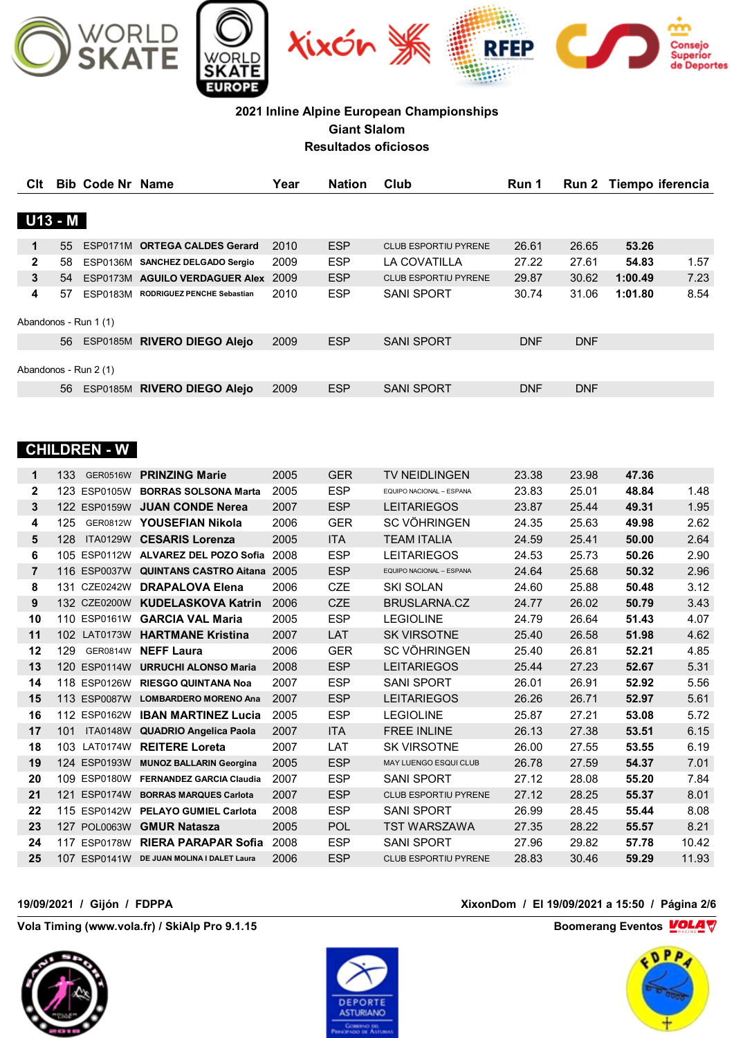# 2021 Inline Alpine European Championships

## Giant Slalom

### Resultados oficiosos

| Clt | Bib | Code Nr | Name | Year | Nation | Club | Run 1 | Run 2 | Tiempo | iferencia |
|---|---|---|---|---|---|---|---|---|---|---|
| **U13 - M** | | | | | | | | | | |
| 1 | 55 | ESP0171M | **ORTEGA CALDES Gerard** | 2010 | ESP | CLUB ESPORTIU PYRENE | 26.61 | 26.65 | **53.26** | |
| 2 | 58 | ESP0136M | **SANCHEZ DELGADO Sergio** | 2009 | ESP | LA COVATILLA | 27.22 | 27.61 | **54.83** | 1.57 |
| 3 | 54 | ESP0173M | **AGUILO VERDAGUER Alex** | 2009 | ESP | CLUB ESPORTIU PYRENE | 29.87 | 30.62 | **1:00.49** | 7.23 |
| 4 | 57 | ESP0183M | **RODRIGUEZ PENCHE Sebastian** | 2010 | ESP | SANI SPORT | 30.74 | 31.06 | **1:01.80** | 8.54 |
| Abandonos - Run 1 (1) | | | | | | | | | | |
| | 56 | ESP0185M | **RIVERO DIEGO Alejo** | 2009 | ESP | SANI SPORT | DNF | DNF | | |
| Abandonos - Run 2 (1) | | | | | | | | | | |
| | 56 | ESP0185M | **RIVERO DIEGO Alejo** | 2009 | ESP | SANI SPORT | DNF | DNF | | |
| **CHILDREN - W** | | | | | | | | | | |
| 1 | 133 | GER0516W | **PRINZING Marie** | 2005 | GER | TV NEIDLINGEN | 23.38 | 23.98 | **47.36** | |
| 2 | 123 | ESP0105W | **BORRAS SOLSONA Marta** | 2005 | ESP | EQUIPO NACIONAL – ESPANA | 23.83 | 25.01 | **48.84** | 1.48 |
| 3 | 122 | ESP0159W | **JUAN CONDE Nerea** | 2007 | ESP | LEITARIEGOS | 23.87 | 25.44 | **49.31** | 1.95 |
| 4 | 125 | GER0812W | **YOUSEFIAN Nikola** | 2006 | GER | SC VÖHRINGEN | 24.35 | 25.63 | **49.98** | 2.62 |
| 5 | 128 | ITA0129W | **CESARIS Lorenza** | 2005 | ITA | TEAM ITALIA | 24.59 | 25.41 | **50.00** | 2.64 |
| 6 | 105 | ESP0112W | **ALVAREZ DEL POZO Sofia** | 2008 | ESP | LEITARIEGOS | 24.53 | 25.73 | **50.26** | 2.90 |
| 7 | 116 | ESP0037W | **QUINTANS CASTRO Aitana** | 2005 | ESP | EQUIPO NACIONAL – ESPANA | 24.64 | 25.68 | **50.32** | 2.96 |
| 8 | 131 | CZE0242W | **DRAPALOVA Elena** | 2006 | CZE | SKI SOLAN | 24.60 | 25.88 | **50.48** | 3.12 |
| 9 | 132 | CZE0200W | **KUDELASKOVA Katrin** | 2006 | CZE | BRUSLARNA.CZ | 24.77 | 26.02 | **50.79** | 3.43 |
| 10 | 110 | ESP0161W | **GARCIA VAL Maria** | 2005 | ESP | LEGIOLINE | 24.79 | 26.64 | **51.43** | 4.07 |
| 11 | 102 | LAT0173W | **HARTMANE Kristina** | 2007 | LAT | SK VIRSOTNE | 25.40 | 26.58 | **51.98** | 4.62 |
| 12 | 129 | GER0814W | **NEFF Laura** | 2006 | GER | SC VÖHRINGEN | 25.40 | 26.81 | **52.21** | 4.85 |
| 13 | 120 | ESP0114W | **URRUCHI ALONSO Maria** | 2008 | ESP | LEITARIEGOS | 25.44 | 27.23 | **52.67** | 5.31 |
| 14 | 118 | ESP0126W | **RIESGO QUINTANA Noa** | 2007 | ESP | SANI SPORT | 26.01 | 26.91 | **52.92** | 5.56 |
| 15 | 113 | ESP0087W | **LOMBARDERO MORENO Ana** | 2007 | ESP | LEITARIEGOS | 26.26 | 26.71 | **52.97** | 5.61 |
| 16 | 112 | ESP0162W | **IBAN MARTINEZ Lucia** | 2005 | ESP | LEGIOLINE | 25.87 | 27.21 | **53.08** | 5.72 |
| 17 | 101 | ITA0148W | **QUADRIO Angelica Paola** | 2007 | ITA | FREE INLINE | 26.13 | 27.38 | **53.51** | 6.15 |
| 18 | 103 | LAT0174W | **REITERE Loreta** | 2007 | LAT | SK VIRSOTNE | 26.00 | 27.55 | **53.55** | 6.19 |
| 19 | 124 | ESP0193W | **MUNOZ BALLARIN Georgina** | 2005 | ESP | MAY LUENGO ESQUI CLUB | 26.78 | 27.59 | **54.37** | 7.01 |
| 20 | 109 | ESP0180W | **FERNANDEZ GARCIA Claudia** | 2007 | ESP | SANI SPORT | 27.12 | 28.08 | **55.20** | 7.84 |
| 21 | 121 | ESP0174W | **BORRAS MARQUES Carlota** | 2007 | ESP | CLUB ESPORTIU PYRENE | 27.12 | 28.25 | **55.37** | 8.01 |
| 22 | 115 | ESP0142W | **PELAYO GUMIEL Carlota** | 2008 | ESP | SANI SPORT | 26.99 | 28.45 | **55.44** | 8.08 |
| 23 | 127 | POL0063W | **GMUR Natasza** | 2005 | POL | TST WARSZAWA | 27.35 | 28.22 | **55.57** | 8.21 |
| 24 | 117 | ESP0178W | **RIERA PARAPAR Sofia** | 2008 | ESP | SANI SPORT | 27.96 | 29.82 | **57.78** | 10.42 |
| 25 | 107 | ESP0141W | **DE JUAN MOLINA I DALET Laura** | 2006 | ESP | CLUB ESPORTIU PYRENE | 28.83 | 30.46 | **59.29** | 11.93 |

19/09/2021 / Gijón / FDPPA — XixonDom / El 19/09/2021 a 15:50

Vola Timing (www.vola.fr) / SkiAlp Pro 9.1.15 — Boomerang Eventos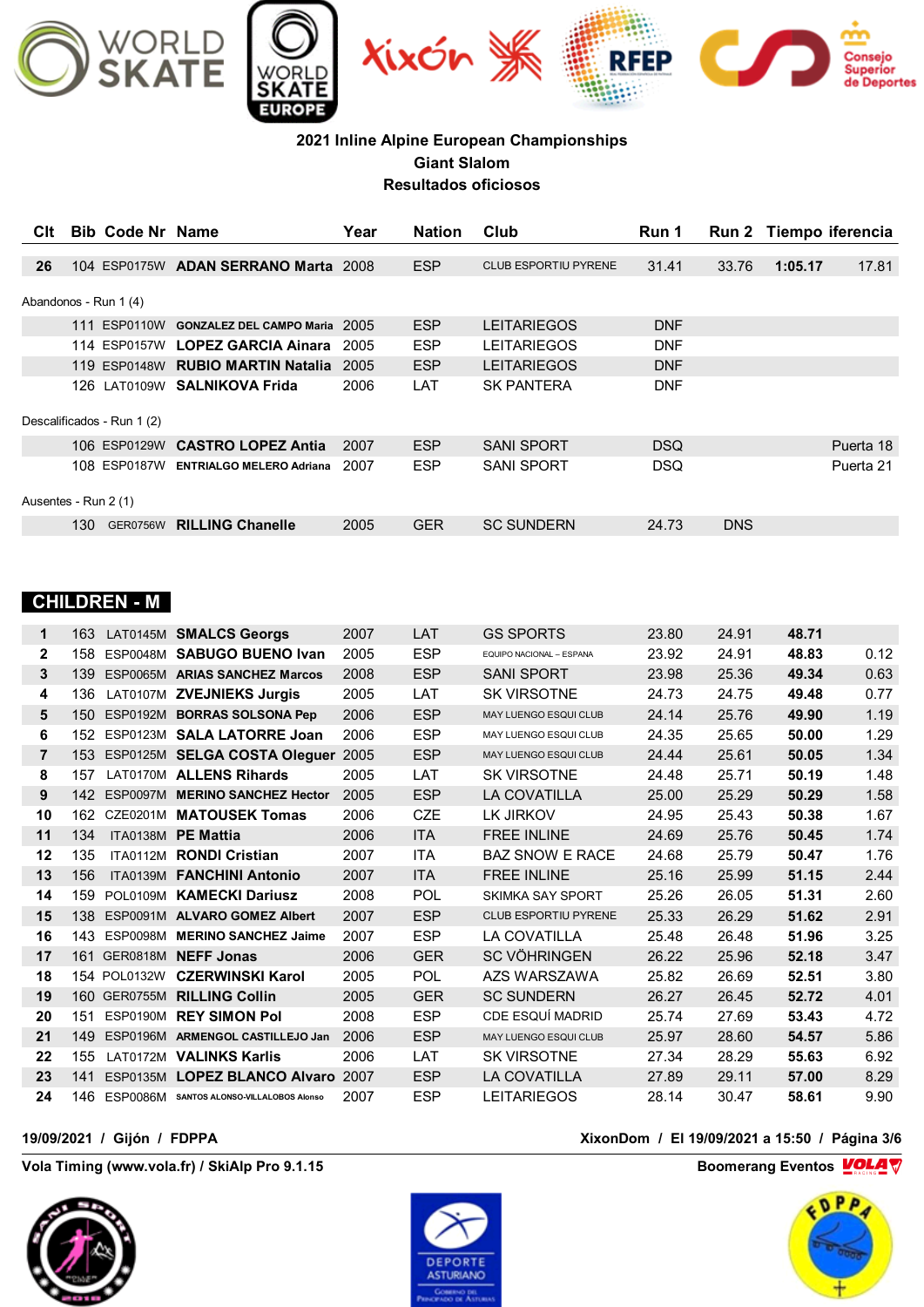**2021 Inline Alpine European Championships**
**Giant Slalom**
**Resultados oficiosos**

| Clt | Bib | Code Nr | Name | Year | Nation | Club | Run 1 | Run 2 | Tiempo | iferencia |
|---|---|---|---|---|---|---|---|---|---|---|
| 26 | 104 | ESP0175W | ADAN SERRANO Marta | 2008 | ESP | CLUB ESPORTIU PYRENE | 31.41 | 33.76 | 1:05.17 | 17.81 |

Abandonos - Run 1 (4)

| Clt | Bib | Code Nr | Name | Year | Nation | Club | Run 1 | Run 2 | Tiempo | iferencia |
|---|---|---|---|---|---|---|---|---|---|---|
| | 111 | ESP0110W | GONZALEZ DEL CAMPO Maria | 2005 | ESP | LEITARIEGOS | DNF | | | |
| | 114 | ESP0157W | LOPEZ GARCIA Ainara | 2005 | ESP | LEITARIEGOS | DNF | | | |
| | 119 | ESP0148W | RUBIO MARTIN Natalia | 2005 | ESP | LEITARIEGOS | DNF | | | |
| | 126 | LAT0109W | SALNIKOVA Frida | 2006 | LAT | SK PANTERA | DNF | | | |

Descalificados - Run 1 (2)

| Clt | Bib | Code Nr | Name | Year | Nation | Club | Run 1 | Run 2 | Tiempo | iferencia |
|---|---|---|---|---|---|---|---|---|---|---|
| | 106 | ESP0129W | CASTRO LOPEZ Antia | 2007 | ESP | SANI SPORT | DSQ | | | Puerta 18 |
| | 108 | ESP0187W | ENTRIALGO MELERO Adriana | 2007 | ESP | SANI SPORT | DSQ | | | Puerta 21 |

Ausentes - Run 2 (1)

| Clt | Bib | Code Nr | Name | Year | Nation | Club | Run 1 | Run 2 | Tiempo | iferencia |
|---|---|---|---|---|---|---|---|---|---|---|
| | 130 | GER0756W | RILLING Chanelle | 2005 | GER | SC SUNDERN | 24.73 | DNS | | |

## CHILDREN - M

| Clt | Bib | Code Nr | Name | Year | Nation | Club | Run 1 | Run 2 | Tiempo | iferencia |
|---|---|---|---|---|---|---|---|---|---|---|
| 1 | 163 | LAT0145M | SMALCS Georgs | 2007 | LAT | GS SPORTS | 23.80 | 24.91 | 48.71 | |
| 2 | 158 | ESP0048M | SABUGO BUENO Ivan | 2005 | ESP | EQUIPO NACIONAL – ESPANA | 23.92 | 24.91 | 48.83 | 0.12 |
| 3 | 139 | ESP0065M | ARIAS SANCHEZ Marcos | 2008 | ESP | SANI SPORT | 23.98 | 25.36 | 49.34 | 0.63 |
| 4 | 136 | LAT0107M | ZVEJNIEKS Jurgis | 2005 | LAT | SK VIRSOTNE | 24.73 | 24.75 | 49.48 | 0.77 |
| 5 | 150 | ESP0192M | BORRAS SOLSONA Pep | 2006 | ESP | MAY LUENGO ESQUI CLUB | 24.14 | 25.76 | 49.90 | 1.19 |
| 6 | 152 | ESP0123M | SALA LATORRE Joan | 2006 | ESP | MAY LUENGO ESQUI CLUB | 24.35 | 25.65 | 50.00 | 1.29 |
| 7 | 153 | ESP0125M | SELGA COSTA Oleguer | 2005 | ESP | MAY LUENGO ESQUI CLUB | 24.44 | 25.61 | 50.05 | 1.34 |
| 8 | 157 | LAT0170M | ALLENS Rihards | 2005 | LAT | SK VIRSOTNE | 24.48 | 25.71 | 50.19 | 1.48 |
| 9 | 142 | ESP0097M | MERINO SANCHEZ Hector | 2005 | ESP | LA COVATILLA | 25.00 | 25.29 | 50.29 | 1.58 |
| 10 | 162 | CZE0201M | MATOUSEK Tomas | 2006 | CZE | LK JIRKOV | 24.95 | 25.43 | 50.38 | 1.67 |
| 11 | 134 | ITA0138M | PE Mattia | 2006 | ITA | FREE INLINE | 24.69 | 25.76 | 50.45 | 1.74 |
| 12 | 135 | ITA0112M | RONDI Cristian | 2007 | ITA | BAZ SNOW E RACE | 24.68 | 25.79 | 50.47 | 1.76 |
| 13 | 156 | ITA0139M | FANCHINI Antonio | 2007 | ITA | FREE INLINE | 25.16 | 25.99 | 51.15 | 2.44 |
| 14 | 159 | POL0109M | KAMECKI Dariusz | 2008 | POL | SKIMKA SAY SPORT | 25.26 | 26.05 | 51.31 | 2.60 |
| 15 | 138 | ESP0091M | ALVARO GOMEZ Albert | 2007 | ESP | CLUB ESPORTIU PYRENE | 25.33 | 26.29 | 51.62 | 2.91 |
| 16 | 143 | ESP0098M | MERINO SANCHEZ Jaime | 2007 | ESP | LA COVATILLA | 25.48 | 26.48 | 51.96 | 3.25 |
| 17 | 161 | GER0818M | NEFF Jonas | 2006 | GER | SC VÖHRINGEN | 26.22 | 25.96 | 52.18 | 3.47 |
| 18 | 154 | POL0132W | CZERWINSKI Karol | 2005 | POL | AZS WARSZAWA | 25.82 | 26.69 | 52.51 | 3.80 |
| 19 | 160 | GER0755M | RILLING Collin | 2005 | GER | SC SUNDERN | 26.27 | 26.45 | 52.72 | 4.01 |
| 20 | 151 | ESP0190M | REY SIMON Pol | 2008 | ESP | CDE ESQUÍ MADRID | 25.74 | 27.69 | 53.43 | 4.72 |
| 21 | 149 | ESP0196M | ARMENGOL CASTILLEJO Jan | 2006 | ESP | MAY LUENGO ESQUI CLUB | 25.97 | 28.60 | 54.57 | 5.86 |
| 22 | 155 | LAT0172M | VALINKS Karlis | 2006 | LAT | SK VIRSOTNE | 27.34 | 28.29 | 55.63 | 6.92 |
| 23 | 141 | ESP0135M | LOPEZ BLANCO Alvaro | 2007 | ESP | LA COVATILLA | 27.89 | 29.11 | 57.00 | 8.29 |
| 24 | 146 | ESP0086M | SANTOS ALONSO-VILLALOBOS Alonso | 2007 | ESP | LEITARIEGOS | 28.14 | 30.47 | 58.61 | 9.90 |

19/09/2021 / Gijón / FDPPA — XixonDom / El 19/09/2021 a 15:50

Vola Timing (www.vola.fr) / SkiAlp Pro 9.1.15 — Boomerang Eventos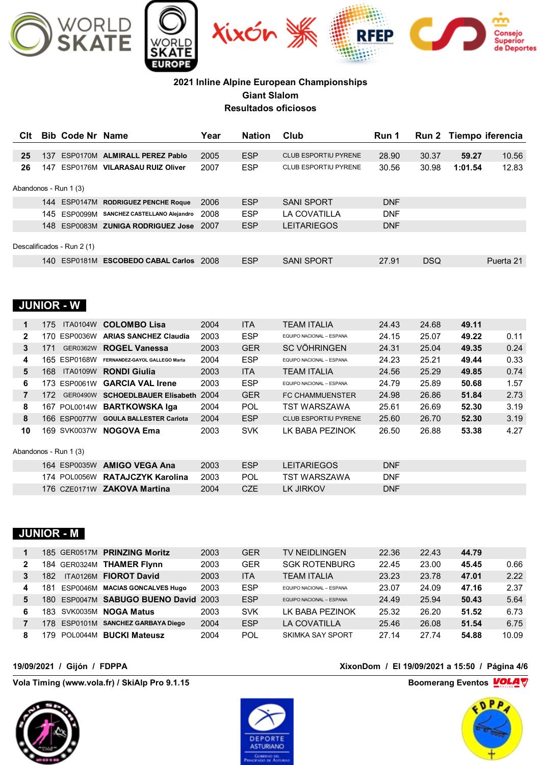**2021 Inline Alpine European Championships**
**Giant Slalom**
**Resultados oficiosos**

| Clt | Bib | Code Nr | Name | Year | Nation | Club | Run 1 | Run 2 | Tiempo | iferencia |
|---|---|---|---|---|---|---|---|---|---|---|
| **25** | 137 | ESP0170M | **ALMIRALL PEREZ Pablo** | 2005 | ESP | CLUB ESPORTIU PYRENE | 28.90 | 30.37 | **59.27** | 10.56 |
| **26** | 147 | ESP0176M | **VILARASAU RUIZ Oliver** | 2007 | ESP | CLUB ESPORTIU PYRENE | 30.56 | 30.98 | **1:01.54** | 12.83 |
| Abandonos - Run 1 (3) | | | | | | | | | | |
| | 144 | ESP0147M | **RODRIGUEZ PENCHE Roque** | 2006 | ESP | SANI SPORT | DNF | | | |
| | 145 | ESP0099M | **SANCHEZ CASTELLANO Alejandro** | 2008 | ESP | LA COVATILLA | DNF | | | |
| | 148 | ESP0083M | **ZUNIGA RODRIGUEZ Jose** | 2007 | ESP | LEITARIEGOS | DNF | | | |
| Descalificados - Run 2 (1) | | | | | | | | | | |
| | 140 | ESP0181M | **ESCOBEDO CABAL Carlos** | 2008 | ESP | SANI SPORT | 27.91 | DSQ | | Puerta 21 |

## JUNIOR - W

| Clt | Bib | Code Nr | Name | Year | Nation | Club | Run 1 | Run 2 | Tiempo | iferencia |
|---|---|---|---|---|---|---|---|---|---|---|
| **1** | 175 | ITA0104W | **COLOMBO Lisa** | 2004 | ITA | TEAM ITALIA | 24.43 | 24.68 | **49.11** | |
| **2** | 170 | ESP0036W | **ARIAS SANCHEZ Claudia** | 2003 | ESP | EQUIPO NACIONAL – ESPANA | 24.15 | 25.07 | **49.22** | 0.11 |
| **3** | 171 | GER0362W | **ROGEL Vanessa** | 2003 | GER | SC VÖHRINGEN | 24.31 | 25.04 | **49.35** | 0.24 |
| **4** | 165 | ESP0168W | **FERNANDEZ-GAYOL GALLEGO Marta** | 2004 | ESP | EQUIPO NACIONAL – ESPANA | 24.23 | 25.21 | **49.44** | 0.33 |
| **5** | 168 | ITA0109W | **RONDI Giulia** | 2003 | ITA | TEAM ITALIA | 24.56 | 25.29 | **49.85** | 0.74 |
| **6** | 173 | ESP0061W | **GARCIA VAL Irene** | 2003 | ESP | EQUIPO NACIONAL – ESPANA | 24.79 | 25.89 | **50.68** | 1.57 |
| **7** | 172 | GER0490W | **SCHOEDLBAUER Elisabeth** | 2004 | GER | FC CHAMMUENSTER | 24.98 | 26.86 | **51.84** | 2.73 |
| **8** | 167 | POL0014W | **BARTKOWSKA Iga** | 2004 | POL | TST WARSZAWA | 25.61 | 26.69 | **52.30** | 3.19 |
| **8** | 166 | ESP0077W | **GOULA BALLESTER Carlota** | 2004 | ESP | CLUB ESPORTIU PYRENE | 25.60 | 26.70 | **52.30** | 3.19 |
| **10** | 169 | SVK0037W | **NOGOVA Ema** | 2003 | SVK | LK BABA PEZINOK | 26.50 | 26.88 | **53.38** | 4.27 |
| Abandonos - Run 1 (3) | | | | | | | | | | |
| | 164 | ESP0035W | **AMIGO VEGA Ana** | 2003 | ESP | LEITARIEGOS | DNF | | | |
| | 174 | POL0056W | **RATAJCZYK Karolina** | 2003 | POL | TST WARSZAWA | DNF | | | |
| | 176 | CZE0171W | **ZAKOVA Martina** | 2004 | CZE | LK JIRKOV | DNF | | | |

## JUNIOR - M

| Clt | Bib | Code Nr | Name | Year | Nation | Club | Run 1 | Run 2 | Tiempo | iferencia |
|---|---|---|---|---|---|---|---|---|---|---|
| **1** | 185 | GER0517M | **PRINZING Moritz** | 2003 | GER | TV NEIDLINGEN | 22.36 | 22.43 | **44.79** | |
| **2** | 184 | GER0324M | **THAMER Flynn** | 2003 | GER | SGK ROTENBURG | 22.45 | 23.00 | **45.45** | 0.66 |
| **3** | 182 | ITA0126M | **FIOROT David** | 2003 | ITA | TEAM ITALIA | 23.23 | 23.78 | **47.01** | 2.22 |
| **4** | 181 | ESP0046M | **MACIAS GONCALVES Hugo** | 2003 | ESP | EQUIPO NACIONAL – ESPANA | 23.07 | 24.09 | **47.16** | 2.37 |
| **5** | 180 | ESP0047M | **SABUGO BUENO David** | 2003 | ESP | EQUIPO NACIONAL – ESPANA | 24.49 | 25.94 | **50.43** | 5.64 |
| **6** | 183 | SVK0035M | **NOGA Matus** | 2003 | SVK | LK BABA PEZINOK | 25.32 | 26.20 | **51.52** | 6.73 |
| **7** | 178 | ESP0101M | **SANCHEZ GARBAYA Diego** | 2004 | ESP | LA COVATILLA | 25.46 | 26.08 | **51.54** | 6.75 |
| **8** | 179 | POL0044M | **BUCKI Mateusz** | 2004 | POL | SKIMKA SAY SPORT | 27.14 | 27.74 | **54.88** | 10.09 |

**19/09/2021 / Gijón / FDPPA** — **XixonDom / El 19/09/2021 a 15:50 / Página 4/6**

**Vola Timing (www.vola.fr) / SkiAlp Pro 9.1.15** — **Boomerang Eventos**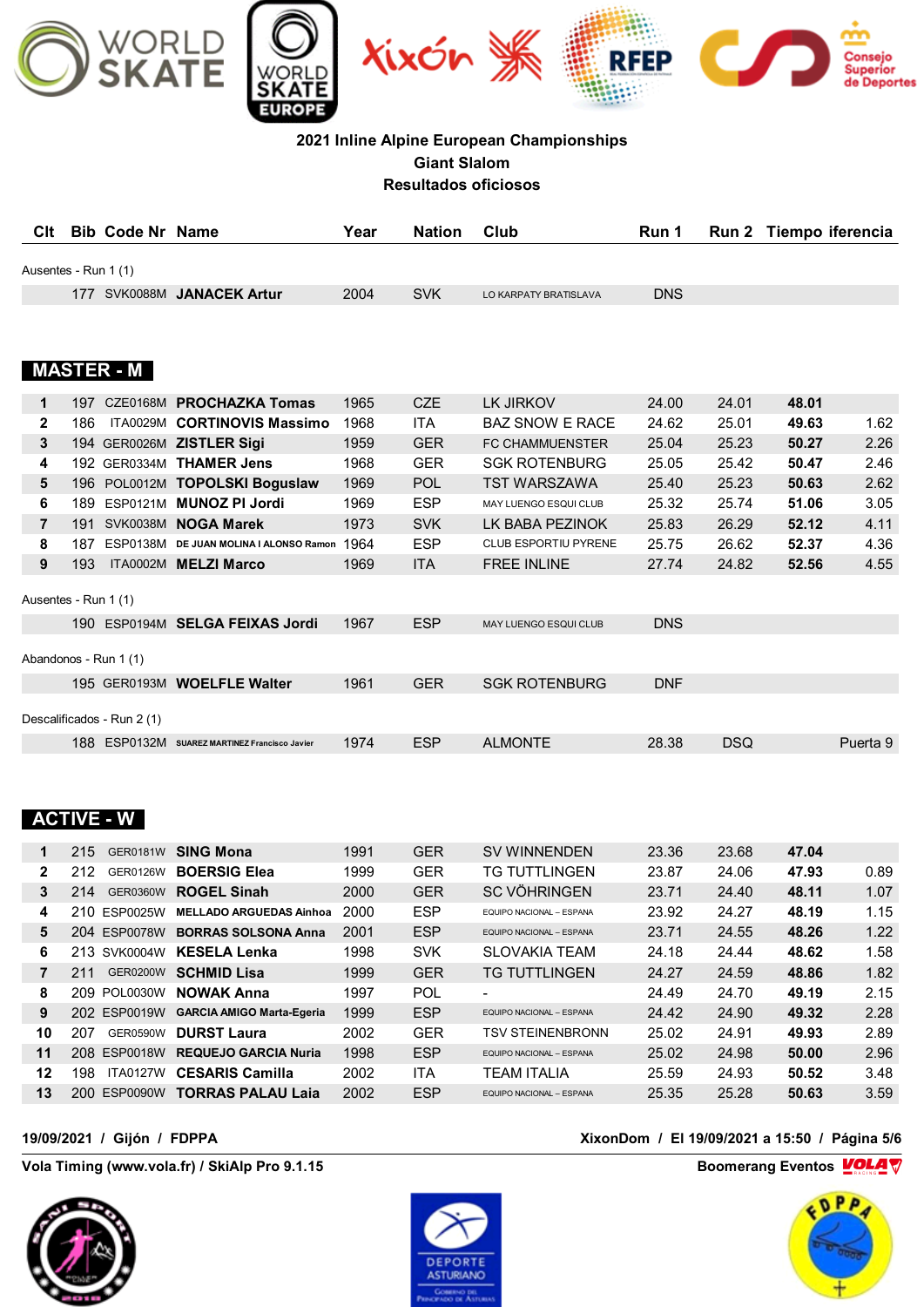2021 Inline Alpine European Championships
Giant Slalom
Resultados oficiosos

| Clt | Bib | Code Nr | Name | Year | Nation | Club | Run 1 | Run 2 | Tiempo | iferencia |
|---|---|---|---|---|---|---|---|---|---|---|
| Ausentes - Run 1 (1) | | | | | | | | | | |
| | 177 | SVK0088M | **JANACEK Artur** | 2004 | SVK | LO KARPATY BRATISLAVA | DNS | | | |

## MASTER - M

| Clt | Bib | Code Nr | Name | Year | Nation | Club | Run 1 | Run 2 | Tiempo | iferencia |
|---|---|---|---|---|---|---|---|---|---|---|
| 1 | 197 | CZE0168M | **PROCHAZKA Tomas** | 1965 | CZE | LK JIRKOV | 24.00 | 24.01 | **48.01** | |
| 2 | 186 | ITA0029M | **CORTINOVIS Massimo** | 1968 | ITA | BAZ SNOW E RACE | 24.62 | 25.01 | **49.63** | 1.62 |
| 3 | 194 | GER0026M | **ZISTLER Sigi** | 1959 | GER | FC CHAMMUENSTER | 25.04 | 25.23 | **50.27** | 2.26 |
| 4 | 192 | GER0334M | **THAMER Jens** | 1968 | GER | SGK ROTENBURG | 25.05 | 25.42 | **50.47** | 2.46 |
| 5 | 196 | POL0012M | **TOPOLSKI Boguslaw** | 1969 | POL | TST WARSZAWA | 25.40 | 25.23 | **50.63** | 2.62 |
| 6 | 189 | ESP0121M | **MUNOZ PI Jordi** | 1969 | ESP | MAY LUENGO ESQUI CLUB | 25.32 | 25.74 | **51.06** | 3.05 |
| 7 | 191 | SVK0038M | **NOGA Marek** | 1973 | SVK | LK BABA PEZINOK | 25.83 | 26.29 | **52.12** | 4.11 |
| 8 | 187 | ESP0138M | **DE JUAN MOLINA I ALONSO Ramon** | 1964 | ESP | CLUB ESPORTIU PYRENE | 25.75 | 26.62 | **52.37** | 4.36 |
| 9 | 193 | ITA0002M | **MELZI Marco** | 1969 | ITA | FREE INLINE | 27.74 | 24.82 | **52.56** | 4.55 |
| Ausentes - Run 1 (1) | | | | | | | | | | |
| | 190 | ESP0194M | **SELGA FEIXAS Jordi** | 1967 | ESP | MAY LUENGO ESQUI CLUB | DNS | | | |
| Abandonos - Run 1 (1) | | | | | | | | | | |
| | 195 | GER0193M | **WOELFLE Walter** | 1961 | GER | SGK ROTENBURG | DNF | | | |
| Descalificados - Run 2 (1) | | | | | | | | | | |
| | 188 | ESP0132M | **SUAREZ MARTINEZ Francisco Javier** | 1974 | ESP | ALMONTE | 28.38 | DSQ | | Puerta 9 |

## ACTIVE - W

| Clt | Bib | Code Nr | Name | Year | Nation | Club | Run 1 | Run 2 | Tiempo | iferencia |
|---|---|---|---|---|---|---|---|---|---|---|
| 1 | 215 | GER0181W | **SING Mona** | 1991 | GER | SV WINNENDEN | 23.36 | 23.68 | **47.04** | |
| 2 | 212 | GER0126W | **BOERSIG Elea** | 1999 | GER | TG TUTTLINGEN | 23.87 | 24.06 | **47.93** | 0.89 |
| 3 | 214 | GER0360W | **ROGEL Sinah** | 2000 | GER | SC VÖHRINGEN | 23.71 | 24.40 | **48.11** | 1.07 |
| 4 | 210 | ESP0025W | **MELLADO ARGUEDAS Ainhoa** | 2000 | ESP | EQUIPO NACIONAL – ESPANA | 23.92 | 24.27 | **48.19** | 1.15 |
| 5 | 204 | ESP0078W | **BORRAS SOLSONA Anna** | 2001 | ESP | EQUIPO NACIONAL – ESPANA | 23.71 | 24.55 | **48.26** | 1.22 |
| 6 | 213 | SVK0004W | **KESELA Lenka** | 1998 | SVK | SLOVAKIA TEAM | 24.18 | 24.44 | **48.62** | 1.58 |
| 7 | 211 | GER0200W | **SCHMID Lisa** | 1999 | GER | TG TUTTLINGEN | 24.27 | 24.59 | **48.86** | 1.82 |
| 8 | 209 | POL0030W | **NOWAK Anna** | 1997 | POL | - | 24.49 | 24.70 | **49.19** | 2.15 |
| 9 | 202 | ESP0019W | **GARCIA AMIGO Marta-Egeria** | 1999 | ESP | EQUIPO NACIONAL – ESPANA | 24.42 | 24.90 | **49.32** | 2.28 |
| 10 | 207 | GER0590W | **DURST Laura** | 2002 | GER | TSV STEINENBRONN | 25.02 | 24.91 | **49.93** | 2.89 |
| 11 | 208 | ESP0018W | **REQUEJO GARCIA Nuria** | 1998 | ESP | EQUIPO NACIONAL – ESPANA | 25.02 | 24.98 | **50.00** | 2.96 |
| 12 | 198 | ITA0127W | **CESARIS Camilla** | 2002 | ITA | TEAM ITALIA | 25.59 | 24.93 | **50.52** | 3.48 |
| 13 | 200 | ESP0090W | **TORRAS PALAU Laia** | 2002 | ESP | EQUIPO NACIONAL – ESPANA | 25.35 | 25.28 | **50.63** | 3.59 |

19/09/2021 / Gijón / FDPPA — XixonDom / El 19/09/2021 a 15:50

Vola Timing (www.vola.fr) / SkiAlp Pro 9.1.15 — Boomerang Eventos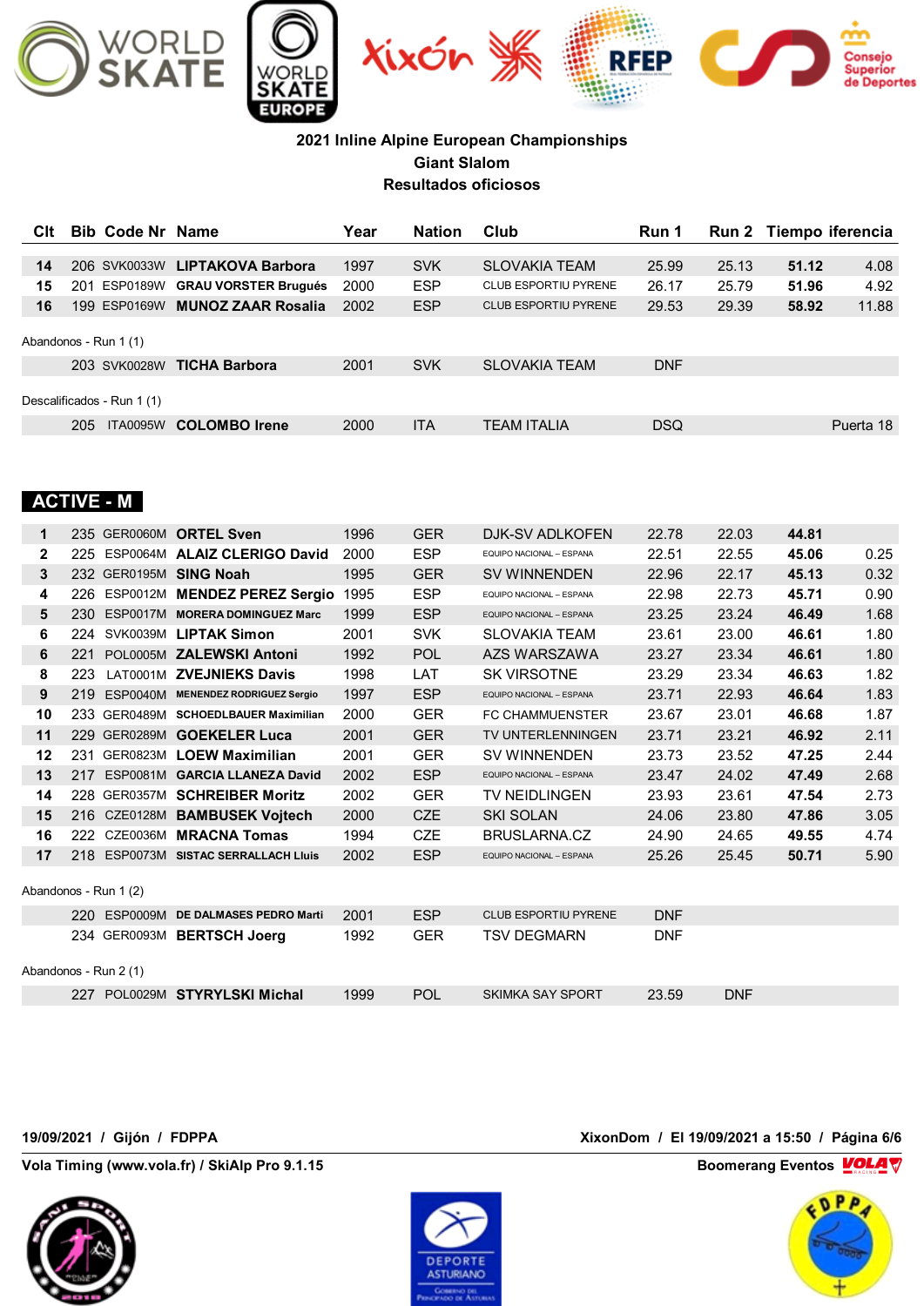**2021 Inline Alpine European Championships**

**Giant Slalom**

**Resultados oficiosos**

| Clt | Bib | Code Nr | Name | Year | Nation | Club | Run 1 | Run 2 | Tiempo | iferencia |
|---|---|---|---|---|---|---|---|---|---|---|
| 14 | 206 | SVK0033W | **LIPTAKOVA Barbora** | 1997 | SVK | SLOVAKIA TEAM | 25.99 | 25.13 | **51.12** | 4.08 |
| 15 | 201 | ESP0189W | **GRAU VORSTER Brugués** | 2000 | ESP | CLUB ESPORTIU PYRENE | 26.17 | 25.79 | **51.96** | 4.92 |
| 16 | 199 | ESP0169W | **MUNOZ ZAAR Rosalia** | 2002 | ESP | CLUB ESPORTIU PYRENE | 29.53 | 29.39 | **58.92** | 11.88 |

Abandonos - Run 1 (1)

| | Bib | Code Nr | Name | Year | Nation | Club | Run 1 | Run 2 | Tiempo | iferencia |
|---|---|---|---|---|---|---|---|---|---|---|
| | 203 | SVK0028W | **TICHA Barbora** | 2001 | SVK | SLOVAKIA TEAM | DNF | | | |

Descalificados - Run 1 (1)

| | Bib | Code Nr | Name | Year | Nation | Club | Run 1 | Run 2 | Tiempo | iferencia |
|---|---|---|---|---|---|---|---|---|---|---|
| | 205 | ITA0095W | **COLOMBO Irene** | 2000 | ITA | TEAM ITALIA | DSQ | | | Puerta 18 |

## ACTIVE - M

| Clt | Bib | Code Nr | Name | Year | Nation | Club | Run 1 | Run 2 | Tiempo | iferencia |
|---|---|---|---|---|---|---|---|---|---|---|
| 1 | 235 | GER0060M | **ORTEL Sven** | 1996 | GER | DJK-SV ADLKOFEN | 22.78 | 22.03 | **44.81** | |
| 2 | 225 | ESP0064M | **ALAIZ CLERIGO David** | 2000 | ESP | EQUIPO NACIONAL – ESPANA | 22.51 | 22.55 | **45.06** | 0.25 |
| 3 | 232 | GER0195M | **SING Noah** | 1995 | GER | SV WINNENDEN | 22.96 | 22.17 | **45.13** | 0.32 |
| 4 | 226 | ESP0012M | **MENDEZ PEREZ Sergio** | 1995 | ESP | EQUIPO NACIONAL – ESPANA | 22.98 | 22.73 | **45.71** | 0.90 |
| 5 | 230 | ESP0017M | **MORERA DOMINGUEZ Marc** | 1999 | ESP | EQUIPO NACIONAL – ESPANA | 23.25 | 23.24 | **46.49** | 1.68 |
| 6 | 224 | SVK0039M | **LIPTAK Simon** | 2001 | SVK | SLOVAKIA TEAM | 23.61 | 23.00 | **46.61** | 1.80 |
| 6 | 221 | POL0005M | **ZALEWSKI Antoni** | 1992 | POL | AZS WARSZAWA | 23.27 | 23.34 | **46.61** | 1.80 |
| 8 | 223 | LAT0001M | **ZVEJNIEKS Davis** | 1998 | LAT | SK VIRSOTNE | 23.29 | 23.34 | **46.63** | 1.82 |
| 9 | 219 | ESP0040M | **MENENDEZ RODRIGUEZ Sergio** | 1997 | ESP | EQUIPO NACIONAL – ESPANA | 23.71 | 22.93 | **46.64** | 1.83 |
| 10 | 233 | GER0489M | **SCHOEDLBAUER Maximilian** | 2000 | GER | FC CHAMMUENSTER | 23.67 | 23.01 | **46.68** | 1.87 |
| 11 | 229 | GER0289M | **GOEKELER Luca** | 2001 | GER | TV UNTERLENNINGEN | 23.71 | 23.21 | **46.92** | 2.11 |
| 12 | 231 | GER0823M | **LOEW Maximilian** | 2001 | GER | SV WINNENDEN | 23.73 | 23.52 | **47.25** | 2.44 |
| 13 | 217 | ESP0081M | **GARCIA LLANEZA David** | 2002 | ESP | EQUIPO NACIONAL – ESPANA | 23.47 | 24.02 | **47.49** | 2.68 |
| 14 | 228 | GER0357M | **SCHREIBER Moritz** | 2002 | GER | TV NEIDLINGEN | 23.93 | 23.61 | **47.54** | 2.73 |
| 15 | 216 | CZE0128M | **BAMBUSEK Vojtech** | 2000 | CZE | SKI SOLAN | 24.06 | 23.80 | **47.86** | 3.05 |
| 16 | 222 | CZE0036M | **MRACNA Tomas** | 1994 | CZE | BRUSLARNA.CZ | 24.90 | 24.65 | **49.55** | 4.74 |
| 17 | 218 | ESP0073M | **SISTAC SERRALLACH Lluis** | 2002 | ESP | EQUIPO NACIONAL – ESPANA | 25.26 | 25.45 | **50.71** | 5.90 |

Abandonos - Run 1 (2)

| | Bib | Code Nr | Name | Year | Nation | Club | Run 1 | Run 2 | Tiempo | iferencia |
|---|---|---|---|---|---|---|---|---|---|---|
| | 220 | ESP0009M | **DE DALMASES PEDRO Marti** | 2001 | ESP | CLUB ESPORTIU PYRENE | DNF | | | |
| | 234 | GER0093M | **BERTSCH Joerg** | 1992 | GER | TSV DEGMARN | DNF | | | |

Abandonos - Run 2 (1)

| | Bib | Code Nr | Name | Year | Nation | Club | Run 1 | Run 2 | Tiempo | iferencia |
|---|---|---|---|---|---|---|---|---|---|---|
| | 227 | POL0029M | **STYRYLSKI Michal** | 1999 | POL | SKIMKA SAY SPORT | 23.59 | DNF | | |

**19/09/2021 / Gijón / FDPPA** — **XixonDom / El 19/09/2021 a 15:50**

**Vola Timing (www.vola.fr) / SkiAlp Pro 9.1.15** — **Boomerang Eventos**